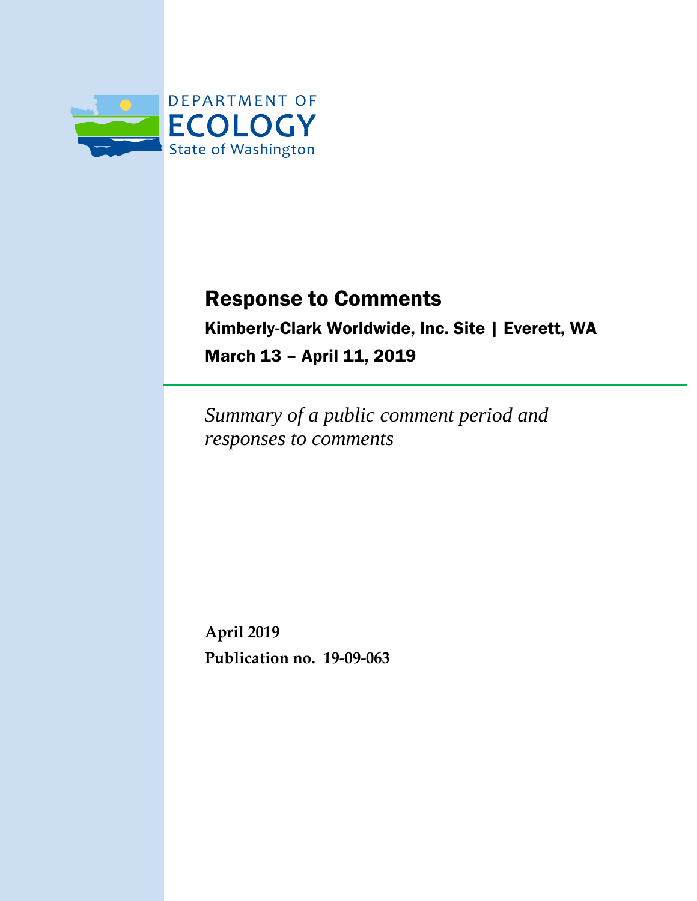DEPARTMENT OF
ECOLOGY
State of Washington

# Response to Comments

## Kimberly-Clark Worldwide, Inc. Site | Everett, WA

## March 13 – April 11, 2019

*Summary of a public comment period and responses to comments*

**April 2019**

**Publication no. 19-09-063**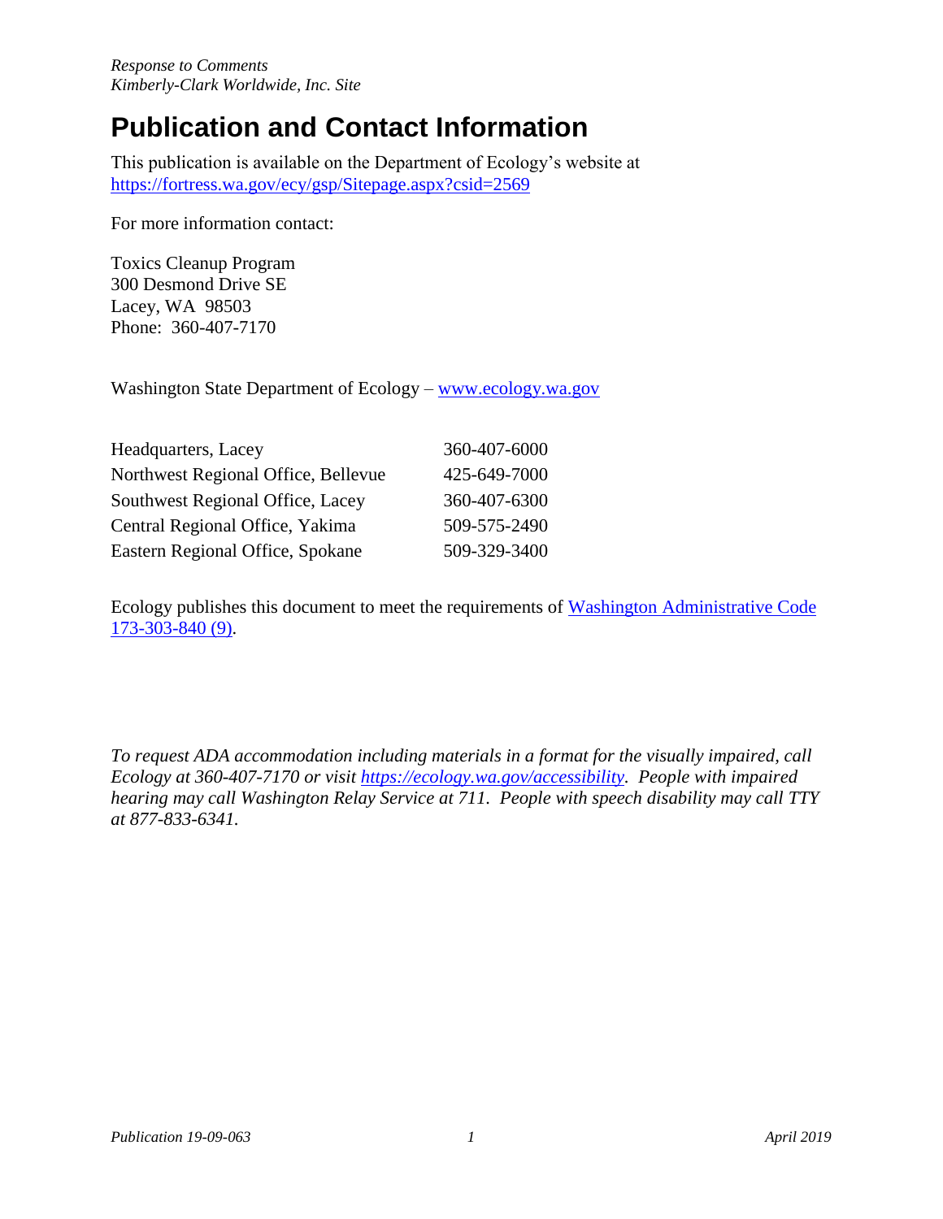# Publication and Contact Information

This publication is available on the Department of Ecology's website at https://fortress.wa.gov/ecy/gsp/Sitepage.aspx?csid=2569

For more information contact:

Toxics Cleanup Program
300 Desmond Drive SE
Lacey, WA 98503
Phone: 360-407-7170

Washington State Department of Ecology – www.ecology.wa.gov

| | |
|---|---|
| Headquarters, Lacey | 360-407-6000 |
| Northwest Regional Office, Bellevue | 425-649-7000 |
| Southwest Regional Office, Lacey | 360-407-6300 |
| Central Regional Office, Yakima | 509-575-2490 |
| Eastern Regional Office, Spokane | 509-329-3400 |

Ecology publishes this document to meet the requirements of Washington Administrative Code 173-303-840 (9).

*To request ADA accommodation including materials in a format for the visually impaired, call Ecology at 360-407-7170 or visit https://ecology.wa.gov/accessibility. People with impaired hearing may call Washington Relay Service at 711. People with speech disability may call TTY at 877-833-6341.*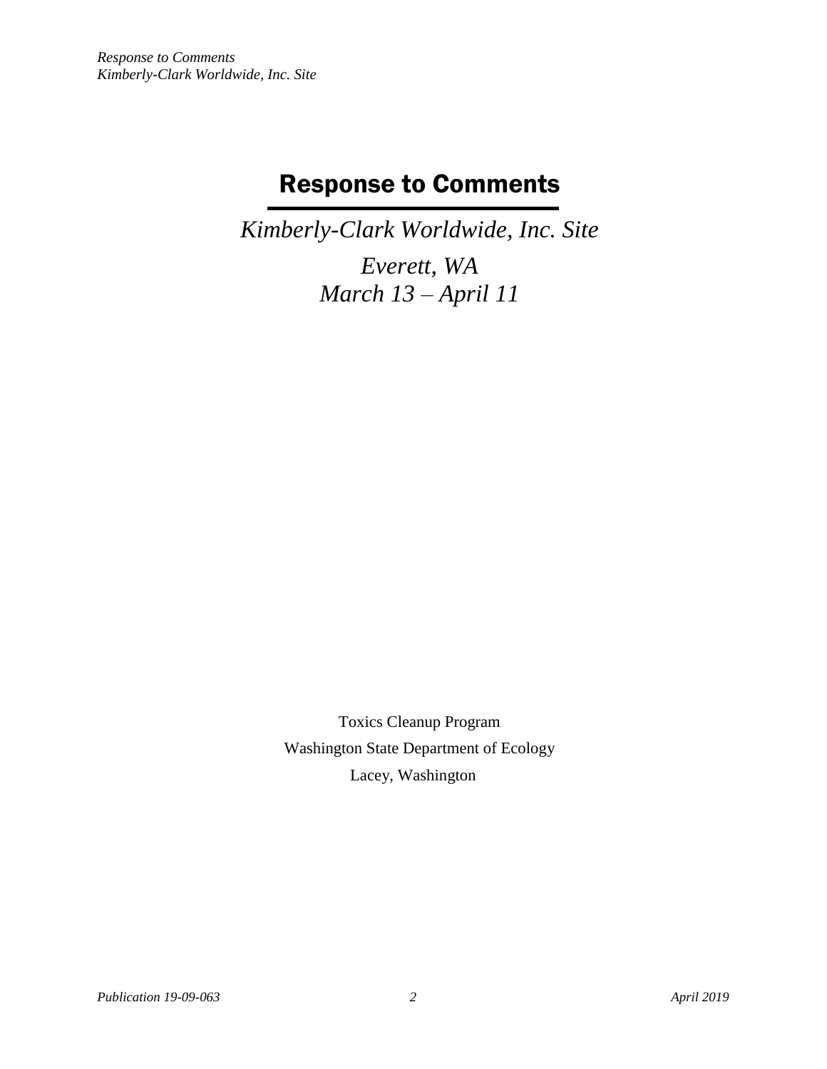# Response to Comments

*Kimberly-Clark Worldwide, Inc. Site*

*Everett, WA*
*March 13 – April 11*

Toxics Cleanup Program
Washington State Department of Ecology
Lacey, Washington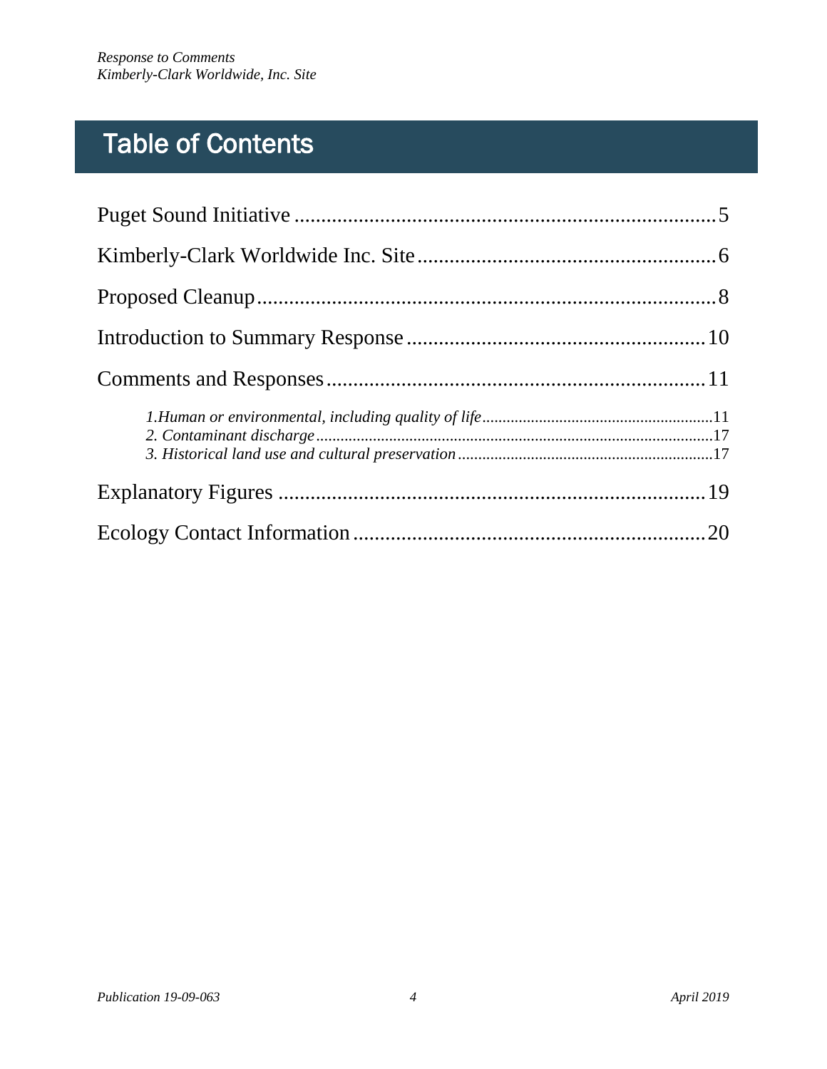# Table of Contents

Puget Sound Initiative ............................................................................... 5

Kimberly-Clark Worldwide Inc. Site ....................................................... 6

Proposed Cleanup ...................................................................................... 8

Introduction to Summary Response ....................................................... 10

Comments and Responses ....................................................................... 11

*1.Human or environmental, including quality of life* ........................................................ 11
*2. Contaminant discharge* ................................................................................................. 17
*3. Historical land use and cultural preservation* .............................................................. 17

Explanatory Figures ................................................................................ 19

Ecology Contact Information ................................................................... 20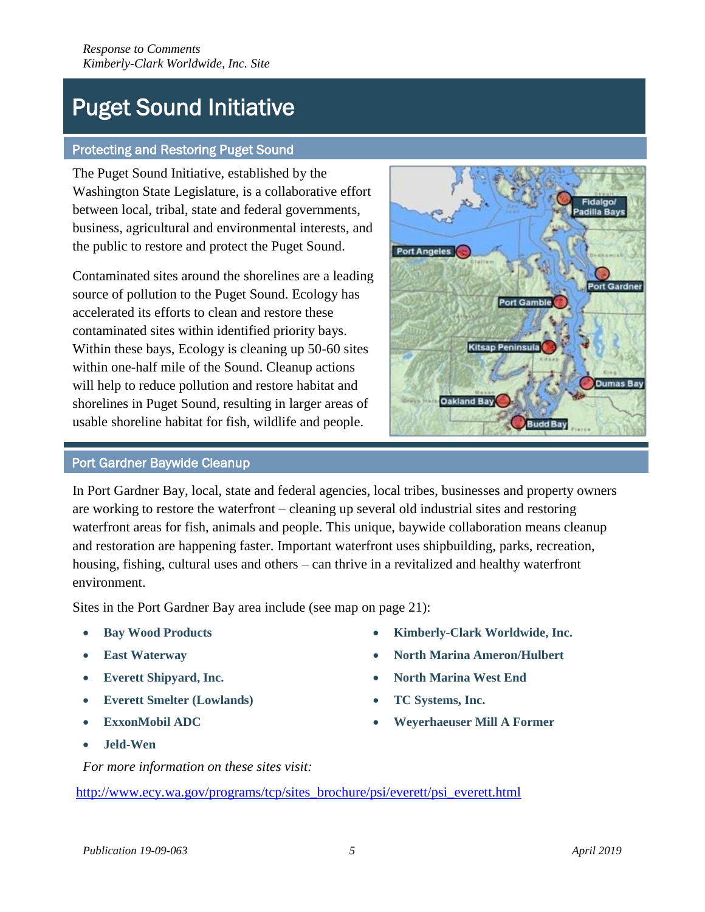# Puget Sound Initiative

## Protecting and Restoring Puget Sound

The Puget Sound Initiative, established by the Washington State Legislature, is a collaborative effort between local, tribal, state and federal governments, business, agricultural and environmental interests, and the public to restore and protect the Puget Sound.

Contaminated sites around the shorelines are a leading source of pollution to the Puget Sound. Ecology has accelerated its efforts to clean and restore these contaminated sites within identified priority bays. Within these bays, Ecology is cleaning up 50-60 sites within one-half mile of the Sound. Cleanup actions will help to reduce pollution and restore habitat and shorelines in Puget Sound, resulting in larger areas of usable shoreline habitat for fish, wildlife and people.

Fidalgo/ Padilla Bays

Port Angeles

Port Gardner

Port Gamble

Kitsap Peninsula

Dumas Bay

Oakland Bay

Budd Bay

## Port Gardner Baywide Cleanup

In Port Gardner Bay, local, state and federal agencies, local tribes, businesses and property owners are working to restore the waterfront – cleaning up several old industrial sites and restoring waterfront areas for fish, animals and people. This unique, baywide collaboration means cleanup and restoration are happening faster. Important waterfront uses shipbuilding, parks, recreation, housing, fishing, cultural uses and others – can thrive in a revitalized and healthy waterfront environment.

Sites in the Port Gardner Bay area include (see map on page 21):

- **Bay Wood Products**
- **East Waterway**
- **Everett Shipyard, Inc.**
- **Everett Smelter (Lowlands)**
- **ExxonMobil ADC**
- **Jeld-Wen**
- **Kimberly-Clark Worldwide, Inc.**
- **North Marina Ameron/Hulbert**
- **North Marina West End**
- **TC Systems, Inc.**
- **Weyerhaeuser Mill A Former**

*For more information on these sites visit:*

http://www.ecy.wa.gov/programs/tcp/sites_brochure/psi/everett/psi_everett.html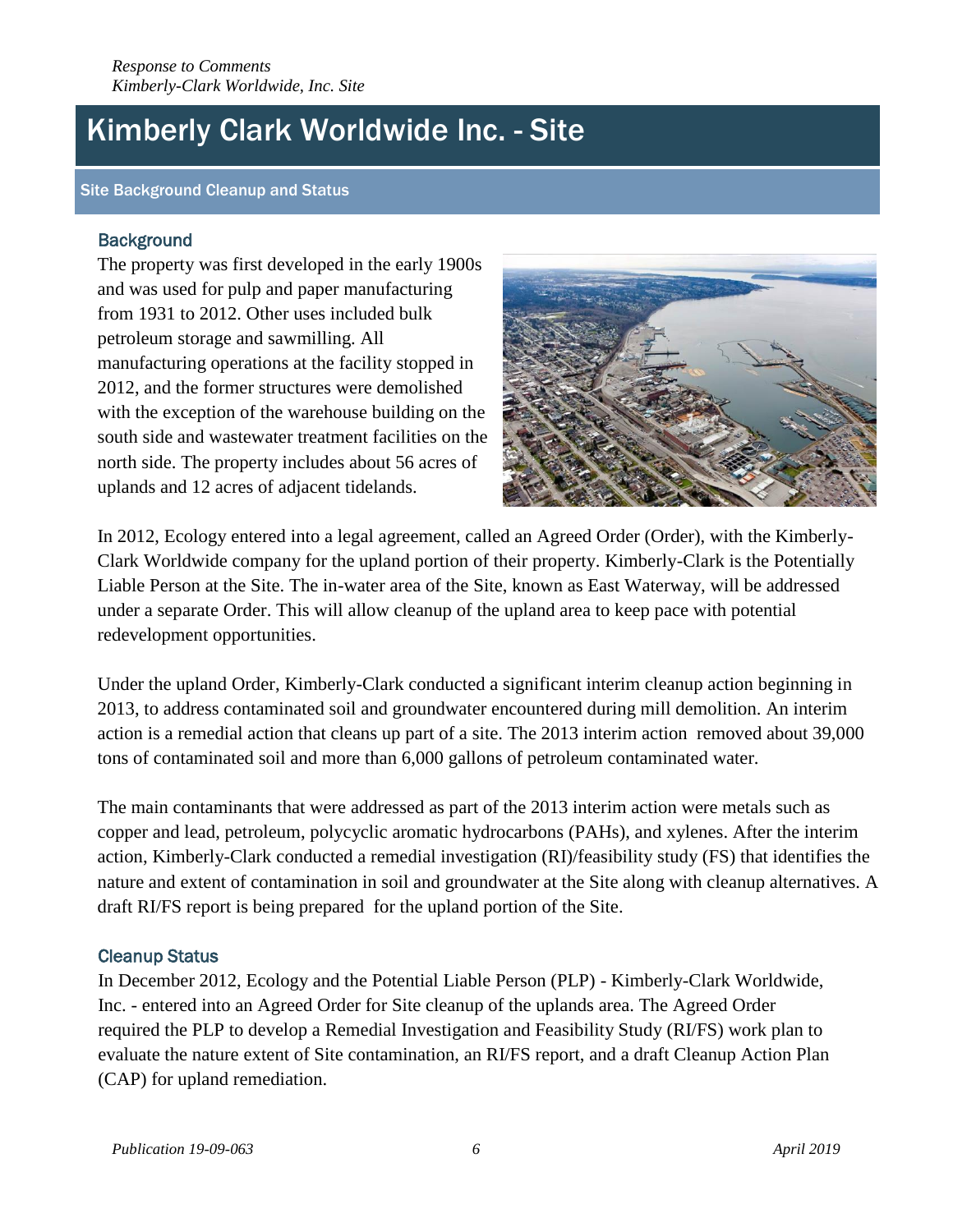# Kimberly Clark Worldwide Inc. - Site

## Site Background Cleanup and Status

### Background

The property was first developed in the early 1900s and was used for pulp and paper manufacturing from 1931 to 2012. Other uses included bulk petroleum storage and sawmilling. All manufacturing operations at the facility stopped in 2012, and the former structures were demolished with the exception of the warehouse building on the south side and wastewater treatment facilities on the north side. The property includes about 56 acres of uplands and 12 acres of adjacent tidelands.

In 2012, Ecology entered into a legal agreement, called an Agreed Order (Order), with the Kimberly-Clark Worldwide company for the upland portion of their property. Kimberly-Clark is the Potentially Liable Person at the Site. The in-water area of the Site, known as East Waterway, will be addressed under a separate Order. This will allow cleanup of the upland area to keep pace with potential redevelopment opportunities.

Under the upland Order, Kimberly-Clark conducted a significant interim cleanup action beginning in 2013, to address contaminated soil and groundwater encountered during mill demolition. An interim action is a remedial action that cleans up part of a site. The 2013 interim action removed about 39,000 tons of contaminated soil and more than 6,000 gallons of petroleum contaminated water.

The main contaminants that were addressed as part of the 2013 interim action were metals such as copper and lead, petroleum, polycyclic aromatic hydrocarbons (PAHs), and xylenes. After the interim action, Kimberly-Clark conducted a remedial investigation (RI)/feasibility study (FS) that identifies the nature and extent of contamination in soil and groundwater at the Site along with cleanup alternatives. A draft RI/FS report is being prepared for the upland portion of the Site.

### Cleanup Status

In December 2012, Ecology and the Potential Liable Person (PLP) - Kimberly-Clark Worldwide, Inc. - entered into an Agreed Order for Site cleanup of the uplands area. The Agreed Order required the PLP to develop a Remedial Investigation and Feasibility Study (RI/FS) work plan to evaluate the nature extent of Site contamination, an RI/FS report, and a draft Cleanup Action Plan (CAP) for upland remediation.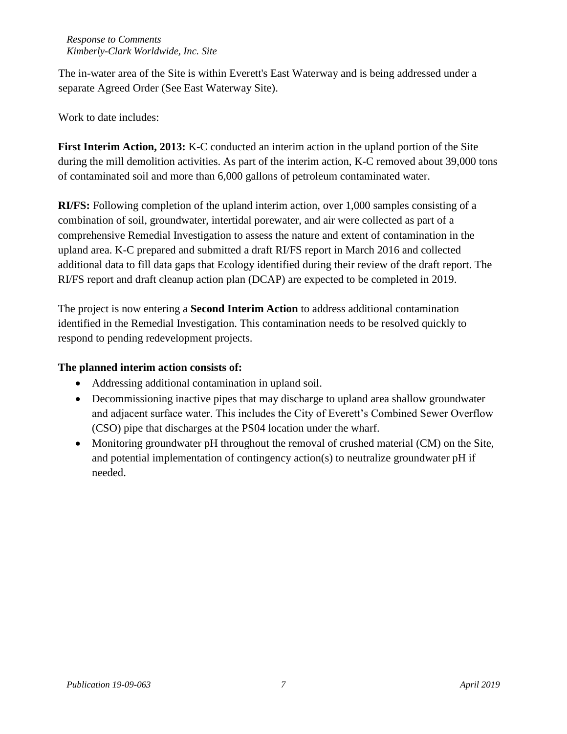The in-water area of the Site is within Everett's East Waterway and is being addressed under a separate Agreed Order (See East Waterway Site).

Work to date includes:

**First Interim Action, 2013:** K-C conducted an interim action in the upland portion of the Site during the mill demolition activities. As part of the interim action, K-C removed about 39,000 tons of contaminated soil and more than 6,000 gallons of petroleum contaminated water.

**RI/FS:** Following completion of the upland interim action, over 1,000 samples consisting of a combination of soil, groundwater, intertidal porewater, and air were collected as part of a comprehensive Remedial Investigation to assess the nature and extent of contamination in the upland area. K-C prepared and submitted a draft RI/FS report in March 2016 and collected additional data to fill data gaps that Ecology identified during their review of the draft report. The RI/FS report and draft cleanup action plan (DCAP) are expected to be completed in 2019.

The project is now entering a **Second Interim Action** to address additional contamination identified in the Remedial Investigation. This contamination needs to be resolved quickly to respond to pending redevelopment projects.

**The planned interim action consists of:**

- Addressing additional contamination in upland soil.
- Decommissioning inactive pipes that may discharge to upland area shallow groundwater and adjacent surface water. This includes the City of Everett's Combined Sewer Overflow (CSO) pipe that discharges at the PS04 location under the wharf.
- Monitoring groundwater pH throughout the removal of crushed material (CM) on the Site, and potential implementation of contingency action(s) to neutralize groundwater pH if needed.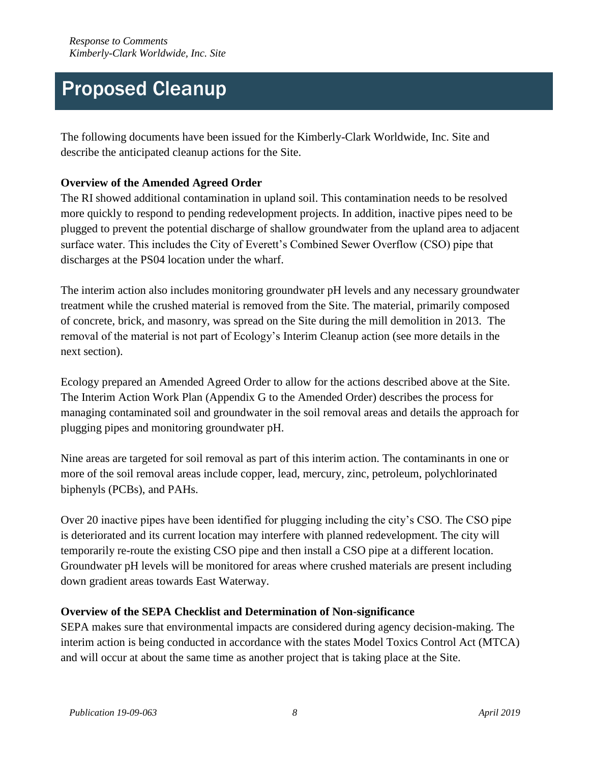# Proposed Cleanup

The following documents have been issued for the Kimberly-Clark Worldwide, Inc. Site and describe the anticipated cleanup actions for the Site.

**Overview of the Amended Agreed Order**

The RI showed additional contamination in upland soil. This contamination needs to be resolved more quickly to respond to pending redevelopment projects. In addition, inactive pipes need to be plugged to prevent the potential discharge of shallow groundwater from the upland area to adjacent surface water. This includes the City of Everett's Combined Sewer Overflow (CSO) pipe that discharges at the PS04 location under the wharf.

The interim action also includes monitoring groundwater pH levels and any necessary groundwater treatment while the crushed material is removed from the Site. The material, primarily composed of concrete, brick, and masonry, was spread on the Site during the mill demolition in 2013. The removal of the material is not part of Ecology's Interim Cleanup action (see more details in the next section).

Ecology prepared an Amended Agreed Order to allow for the actions described above at the Site. The Interim Action Work Plan (Appendix G to the Amended Order) describes the process for managing contaminated soil and groundwater in the soil removal areas and details the approach for plugging pipes and monitoring groundwater pH.

Nine areas are targeted for soil removal as part of this interim action. The contaminants in one or more of the soil removal areas include copper, lead, mercury, zinc, petroleum, polychlorinated biphenyls (PCBs), and PAHs.

Over 20 inactive pipes have been identified for plugging including the city's CSO. The CSO pipe is deteriorated and its current location may interfere with planned redevelopment. The city will temporarily re-route the existing CSO pipe and then install a CSO pipe at a different location. Groundwater pH levels will be monitored for areas where crushed materials are present including down gradient areas towards East Waterway.

**Overview of the SEPA Checklist and Determination of Non-significance**

SEPA makes sure that environmental impacts are considered during agency decision-making. The interim action is being conducted in accordance with the states Model Toxics Control Act (MTCA) and will occur at about the same time as another project that is taking place at the Site.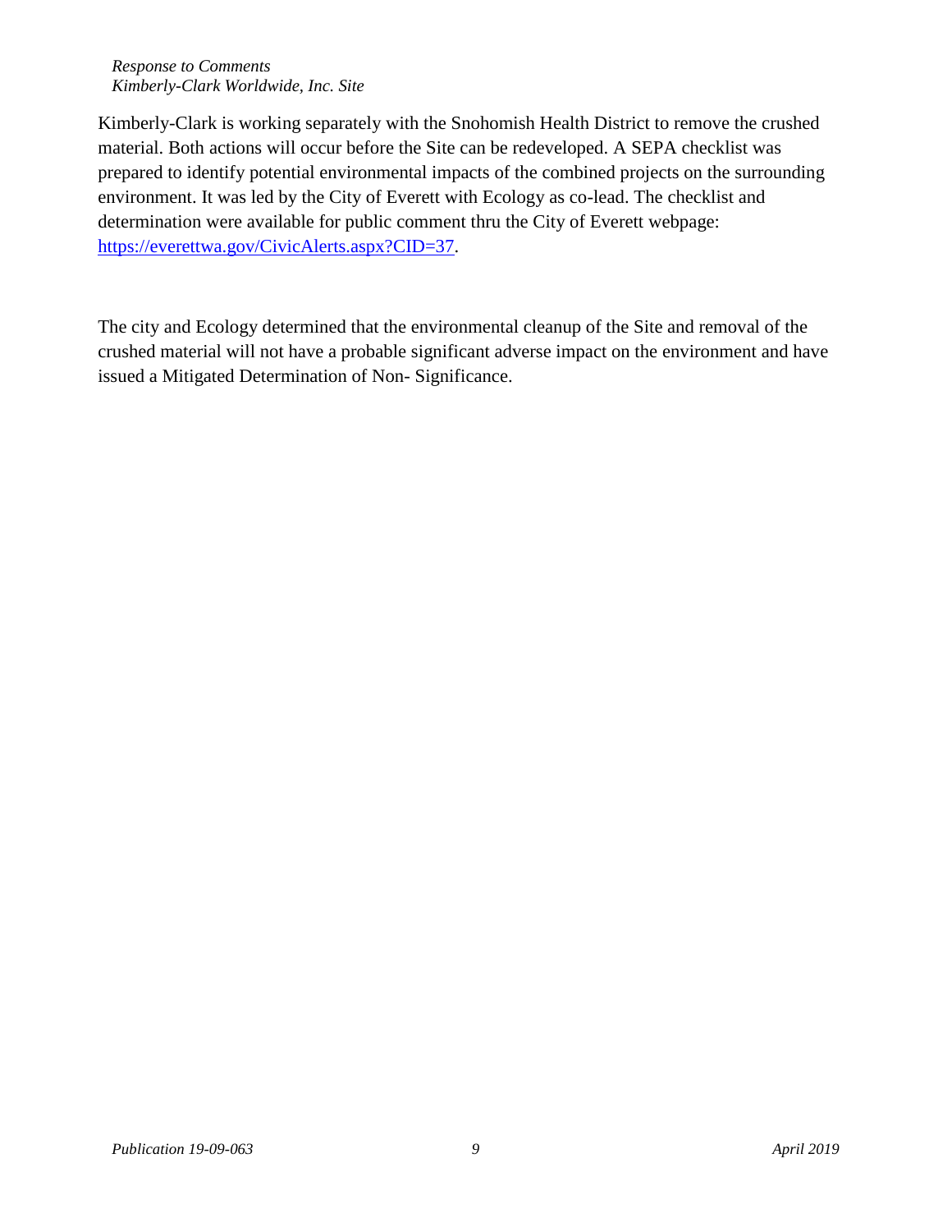Kimberly-Clark is working separately with the Snohomish Health District to remove the crushed material. Both actions will occur before the Site can be redeveloped. A SEPA checklist was prepared to identify potential environmental impacts of the combined projects on the surrounding environment. It was led by the City of Everett with Ecology as co-lead. The checklist and determination were available for public comment thru the City of Everett webpage: [https://everettwa.gov/CivicAlerts.aspx?CID=37](https://everettwa.gov/CivicAlerts.aspx?CID=37).

The city and Ecology determined that the environmental cleanup of the Site and removal of the crushed material will not have a probable significant adverse impact on the environment and have issued a Mitigated Determination of Non- Significance.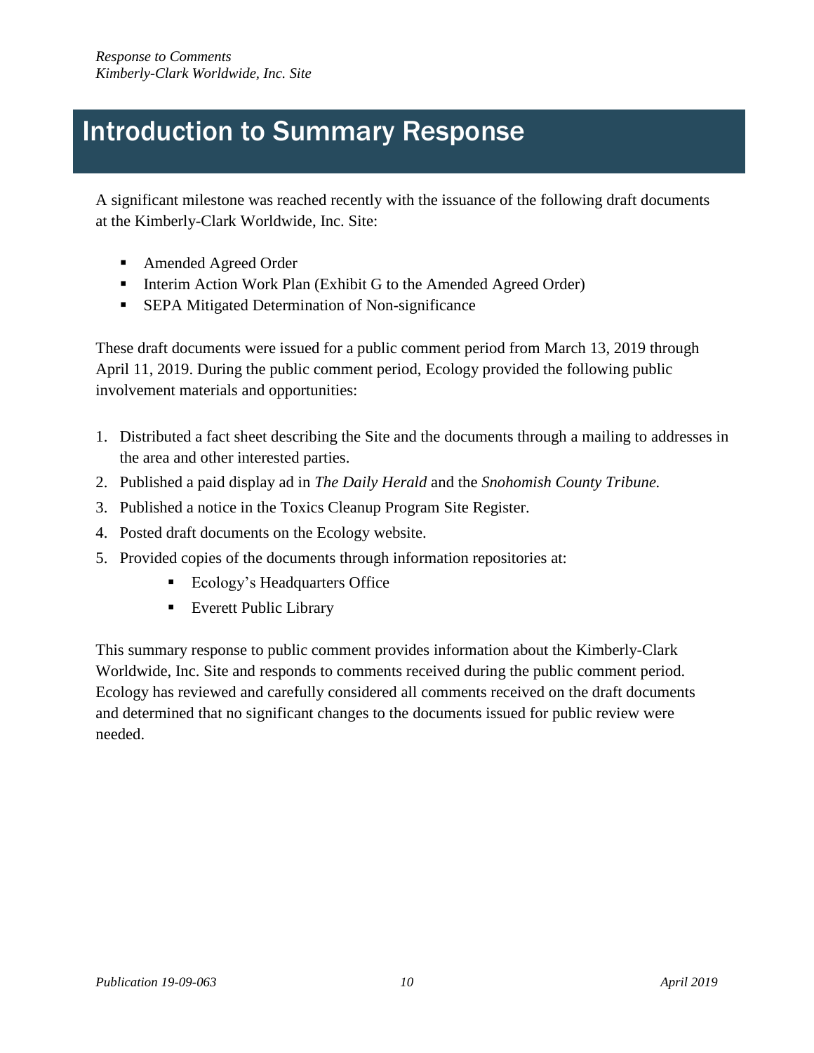# Introduction to Summary Response

A significant milestone was reached recently with the issuance of the following draft documents at the Kimberly-Clark Worldwide, Inc. Site:

- Amended Agreed Order
- Interim Action Work Plan (Exhibit G to the Amended Agreed Order)
- SEPA Mitigated Determination of Non-significance

These draft documents were issued for a public comment period from March 13, 2019 through April 11, 2019. During the public comment period, Ecology provided the following public involvement materials and opportunities:

1. Distributed a fact sheet describing the Site and the documents through a mailing to addresses in the area and other interested parties.
2. Published a paid display ad in *The Daily Herald* and the *Snohomish County Tribune.*
3. Published a notice in the Toxics Cleanup Program Site Register.
4. Posted draft documents on the Ecology website.
5. Provided copies of the documents through information repositories at:
    - Ecology's Headquarters Office
    - Everett Public Library

This summary response to public comment provides information about the Kimberly-Clark Worldwide, Inc. Site and responds to comments received during the public comment period. Ecology has reviewed and carefully considered all comments received on the draft documents and determined that no significant changes to the documents issued for public review were needed.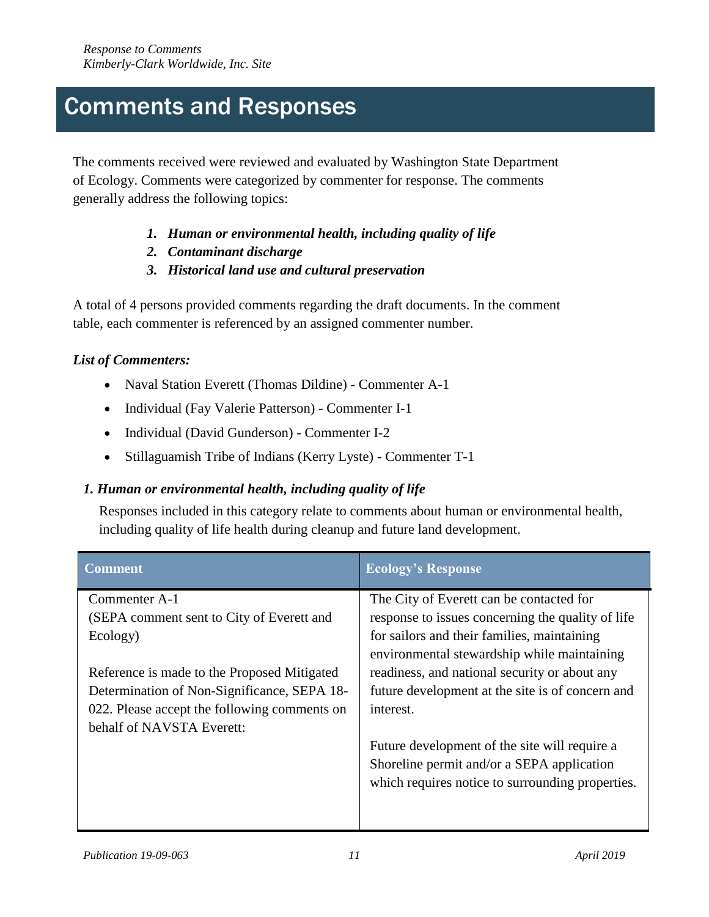# Comments and Responses

The comments received were reviewed and evaluated by Washington State Department of Ecology. Comments were categorized by commenter for response. The comments generally address the following topics:

1. ***Human or environmental health, including quality of life***
2. ***Contaminant discharge***
3. ***Historical land use and cultural preservation***

A total of 4 persons provided comments regarding the draft documents. In the comment table, each commenter is referenced by an assigned commenter number.

***List of Commenters:***

- Naval Station Everett (Thomas Dildine) - Commenter A-1
- Individual (Fay Valerie Patterson) - Commenter I-1
- Individual (David Gunderson) - Commenter I-2
- Stillaguamish Tribe of Indians (Kerry Lyste) - Commenter T-1

### *1. Human or environmental health, including quality of life*

Responses included in this category relate to comments about human or environmental health, including quality of life health during cleanup and future land development.

| Comment | Ecology's Response |
|---|---|
| Commenter A-1<br>(SEPA comment sent to City of Everett and Ecology)<br><br>Reference is made to the Proposed Mitigated Determination of Non-Significance, SEPA 18-022. Please accept the following comments on behalf of NAVSTA Everett: | The City of Everett can be contacted for response to issues concerning the quality of life for sailors and their families, maintaining environmental stewardship while maintaining readiness, and national security or about any future development at the site is of concern and interest.<br><br>Future development of the site will require a Shoreline permit and/or a SEPA application which requires notice to surrounding properties. |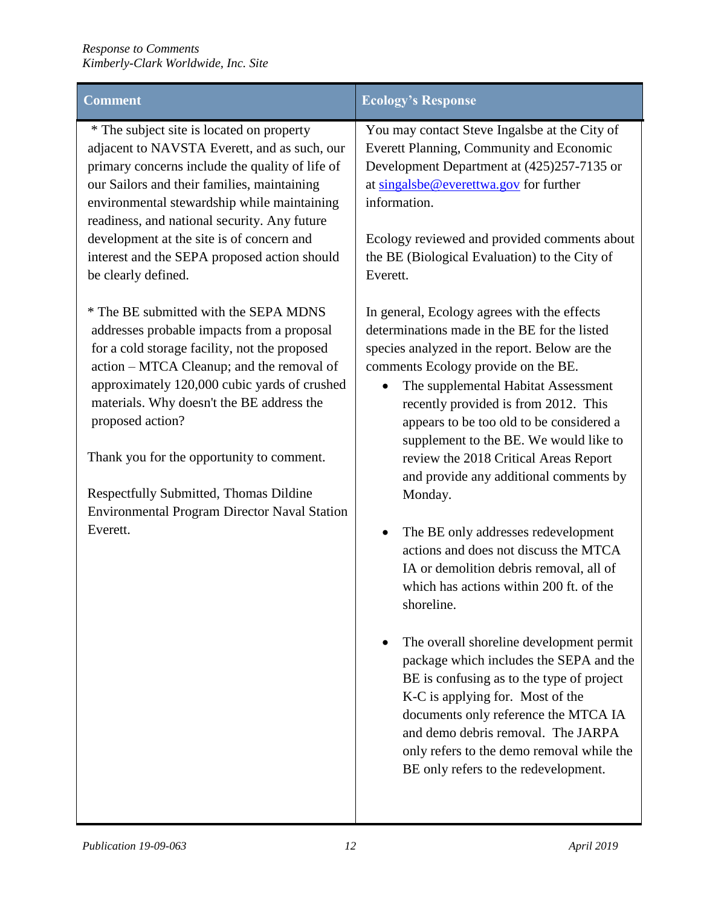| Comment | Ecology's Response |
| --- | --- |
| * The subject site is located on property adjacent to NAVSTA Everett, and as such, our primary concerns include the quality of life of our Sailors and their families, maintaining environmental stewardship while maintaining readiness, and national security. Any future development at the site is of concern and interest and the SEPA proposed action should be clearly defined.<br><br>* The BE submitted with the SEPA MDNS addresses probable impacts from a proposal for a cold storage facility, not the proposed action – MTCA Cleanup; and the removal of approximately 120,000 cubic yards of crushed materials. Why doesn't the BE address the proposed action?<br><br>Thank you for the opportunity to comment.<br><br>Respectfully Submitted, Thomas Dildine Environmental Program Director Naval Station Everett. | You may contact Steve Ingalsbe at the City of Everett Planning, Community and Economic Development Department at (425)257-7135 or at singalsbe@everettwa.gov for further information.<br><br>Ecology reviewed and provided comments about the BE (Biological Evaluation) to the City of Everett.<br><br>In general, Ecology agrees with the effects determinations made in the BE for the listed species analyzed in the report. Below are the comments Ecology provide on the BE.<br>• The supplemental Habitat Assessment recently provided is from 2012. This appears to be too old to be considered a supplement to the BE. We would like to review the 2018 Critical Areas Report and provide any additional comments by Monday.<br>• The BE only addresses redevelopment actions and does not discuss the MTCA IA or demolition debris removal, all of which has actions within 200 ft. of the shoreline.<br>• The overall shoreline development permit package which includes the SEPA and the BE is confusing as to the type of project K-C is applying for. Most of the documents only reference the MTCA IA and demo debris removal. The JARPA only refers to the demo removal while the BE only refers to the redevelopment. |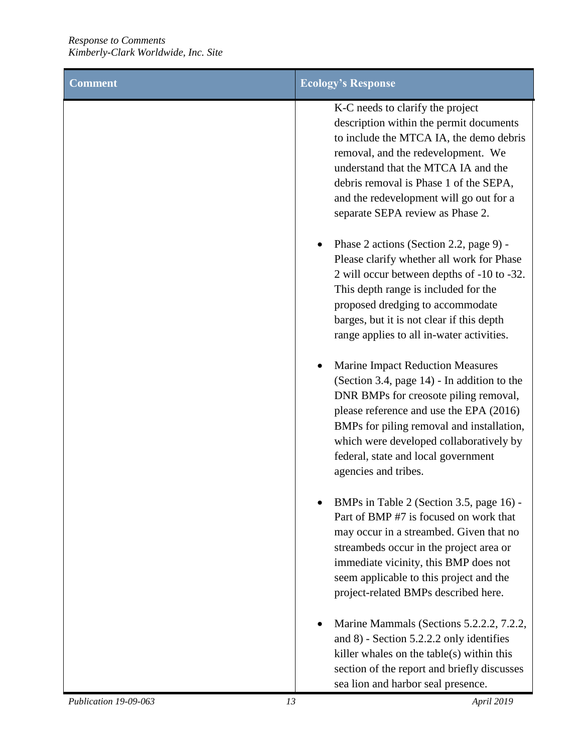| Comment | Ecology's Response |
|---|---|
| | K-C needs to clarify the project description within the permit documents to include the MTCA IA, the demo debris removal, and the redevelopment. We understand that the MTCA IA and the debris removal is Phase 1 of the SEPA, and the redevelopment will go out for a separate SEPA review as Phase 2.<br><br>• Phase 2 actions (Section 2.2, page 9) - Please clarify whether all work for Phase 2 will occur between depths of -10 to -32. This depth range is included for the proposed dredging to accommodate barges, but it is not clear if this depth range applies to all in-water activities.<br><br>• Marine Impact Reduction Measures (Section 3.4, page 14) - In addition to the DNR BMPs for creosote piling removal, please reference and use the EPA (2016) BMPs for piling removal and installation, which were developed collaboratively by federal, state and local government agencies and tribes.<br><br>• BMPs in Table 2 (Section 3.5, page 16) - Part of BMP #7 is focused on work that may occur in a streambed. Given that no streambeds occur in the project area or immediate vicinity, this BMP does not seem applicable to this project and the project-related BMPs described here.<br><br>• Marine Mammals (Sections 5.2.2.2, 7.2.2, and 8) - Section 5.2.2.2 only identifies killer whales on the table(s) within this section of the report and briefly discusses sea lion and harbor seal presence. |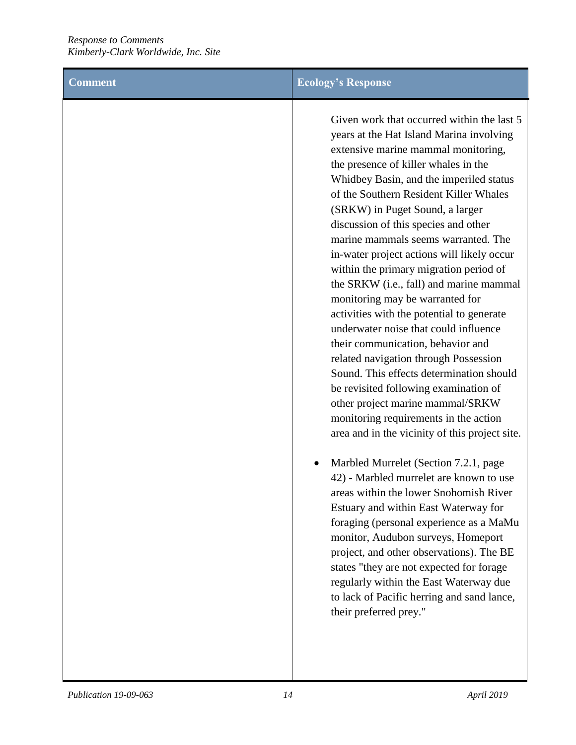| Comment | Ecology's Response |
| --- | --- |
| | Given work that occurred within the last 5 years at the Hat Island Marina involving extensive marine mammal monitoring, the presence of killer whales in the Whidbey Basin, and the imperiled status of the Southern Resident Killer Whales (SRKW) in Puget Sound, a larger discussion of this species and other marine mammals seems warranted. The in-water project actions will likely occur within the primary migration period of the SRKW (i.e., fall) and marine mammal monitoring may be warranted for activities with the potential to generate underwater noise that could influence their communication, behavior and related navigation through Possession Sound. This effects determination should be revisited following examination of other project marine mammal/SRKW monitoring requirements in the action area and in the vicinity of this project site.<br><br>• Marbled Murrelet (Section 7.2.1, page 42) - Marbled murrelet are known to use areas within the lower Snohomish River Estuary and within East Waterway for foraging (personal experience as a MaMu monitor, Audubon surveys, Homeport project, and other observations). The BE states "they are not expected for forage regularly within the East Waterway due to lack of Pacific herring and sand lance, their preferred prey." |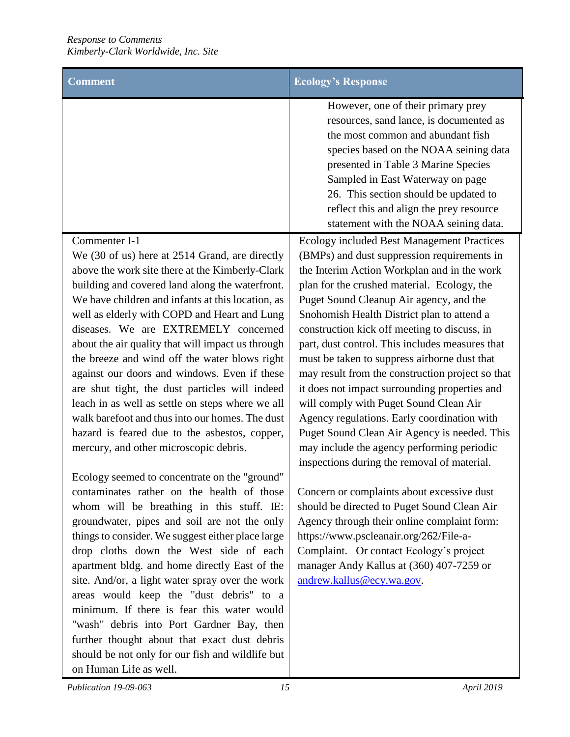| Comment | Ecology's Response |
|---|---|
| | However, one of their primary prey resources, sand lance, is documented as the most common and abundant fish species based on the NOAA seining data presented in Table 3 Marine Species Sampled in East Waterway on page 26. This section should be updated to reflect this and align the prey resource statement with the NOAA seining data. |
| Commenter I-1<br>We (30 of us) here at 2514 Grand, are directly above the work site there at the Kimberly-Clark building and covered land along the waterfront. We have children and infants at this location, as well as elderly with COPD and Heart and Lung diseases. We are EXTREMELY concerned about the air quality that will impact us through the breeze and wind off the water blows right against our doors and windows. Even if these are shut tight, the dust particles will indeed leach in as well as settle on steps where we all walk barefoot and thus into our homes. The dust hazard is feared due to the asbestos, copper, mercury, and other microscopic debris.<br><br>Ecology seemed to concentrate on the "ground" contaminates rather on the health of those whom will be breathing in this stuff. IE: groundwater, pipes and soil are not the only things to consider. We suggest either place large drop cloths down the West side of each apartment bldg. and home directly East of the site. And/or, a light water spray over the work areas would keep the "dust debris" to a minimum. If there is fear this water would "wash" debris into Port Gardner Bay, then further thought about that exact dust debris should be not only for our fish and wildlife but on Human Life as well. | Ecology included Best Management Practices (BMPs) and dust suppression requirements in the Interim Action Workplan and in the work plan for the crushed material. Ecology, the Puget Sound Cleanup Air agency, and the Snohomish Health District plan to attend a construction kick off meeting to discuss, in part, dust control. This includes measures that must be taken to suppress airborne dust that may result from the construction project so that it does not impact surrounding properties and will comply with Puget Sound Clean Air Agency regulations. Early coordination with Puget Sound Clean Air Agency is needed. This may include the agency performing periodic inspections during the removal of material.<br><br>Concern or complaints about excessive dust should be directed to Puget Sound Clean Air Agency through their online complaint form: https://www.pscleanair.org/262/File-a-Complaint. Or contact Ecology's project manager Andy Kallus at (360) 407-7259 or andrew.kallus@ecy.wa.gov. |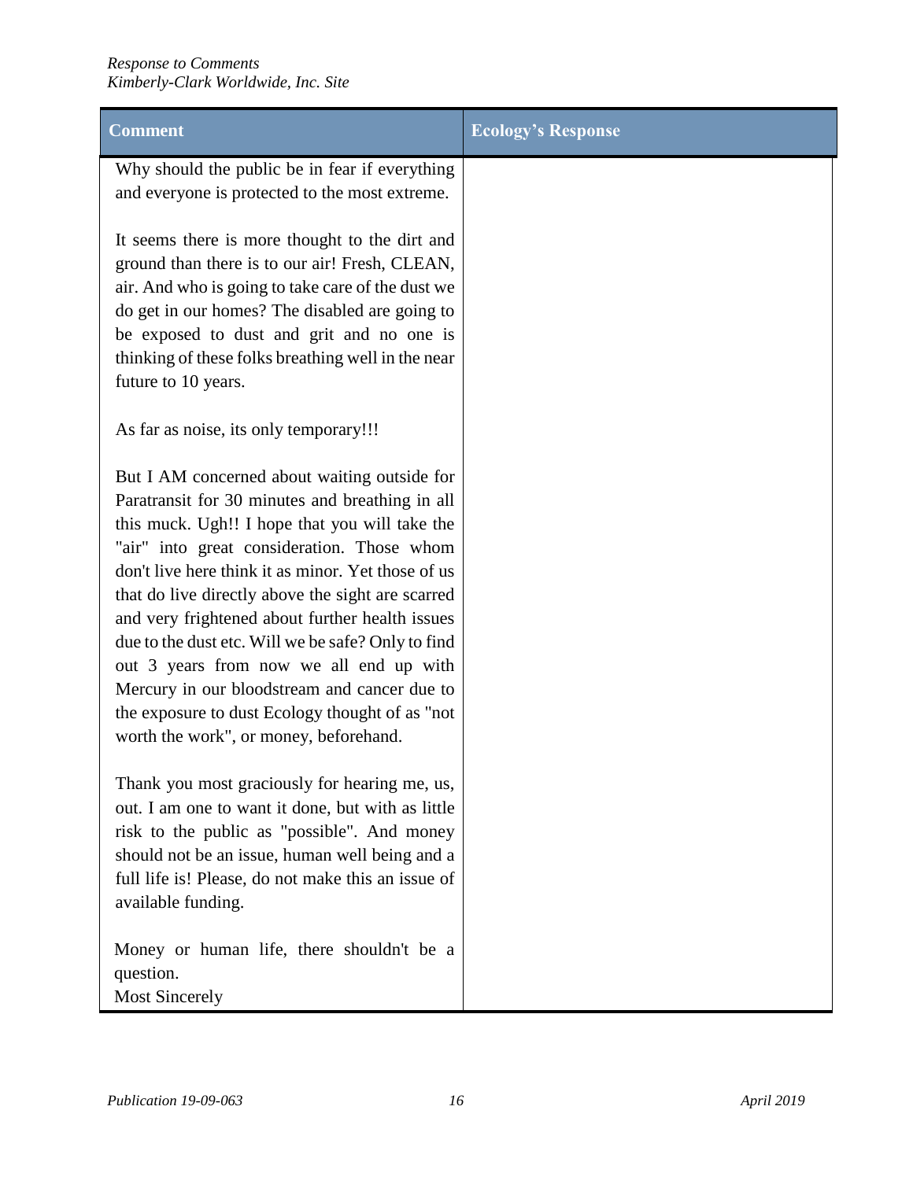| Comment | Ecology's Response |
|---|---|
| Why should the public be in fear if everything and everyone is protected to the most extreme.<br><br>It seems there is more thought to the dirt and ground than there is to our air! Fresh, CLEAN, air. And who is going to take care of the dust we do get in our homes? The disabled are going to be exposed to dust and grit and no one is thinking of these folks breathing well in the near future to 10 years.<br><br>As far as noise, its only temporary!!!<br><br>But I AM concerned about waiting outside for Paratransit for 30 minutes and breathing in all this muck. Ugh!! I hope that you will take the "air" into great consideration. Those whom don't live here think it as minor. Yet those of us that do live directly above the sight are scarred and very frightened about further health issues due to the dust etc. Will we be safe? Only to find out 3 years from now we all end up with Mercury in our bloodstream and cancer due to the exposure to dust Ecology thought of as "not worth the work", or money, beforehand.<br><br>Thank you most graciously for hearing me, us, out. I am one to want it done, but with as little risk to the public as "possible". And money should not be an issue, human well being and a full life is! Please, do not make this an issue of available funding.<br><br>Money or human life, there shouldn't be a question.<br>Most Sincerely | |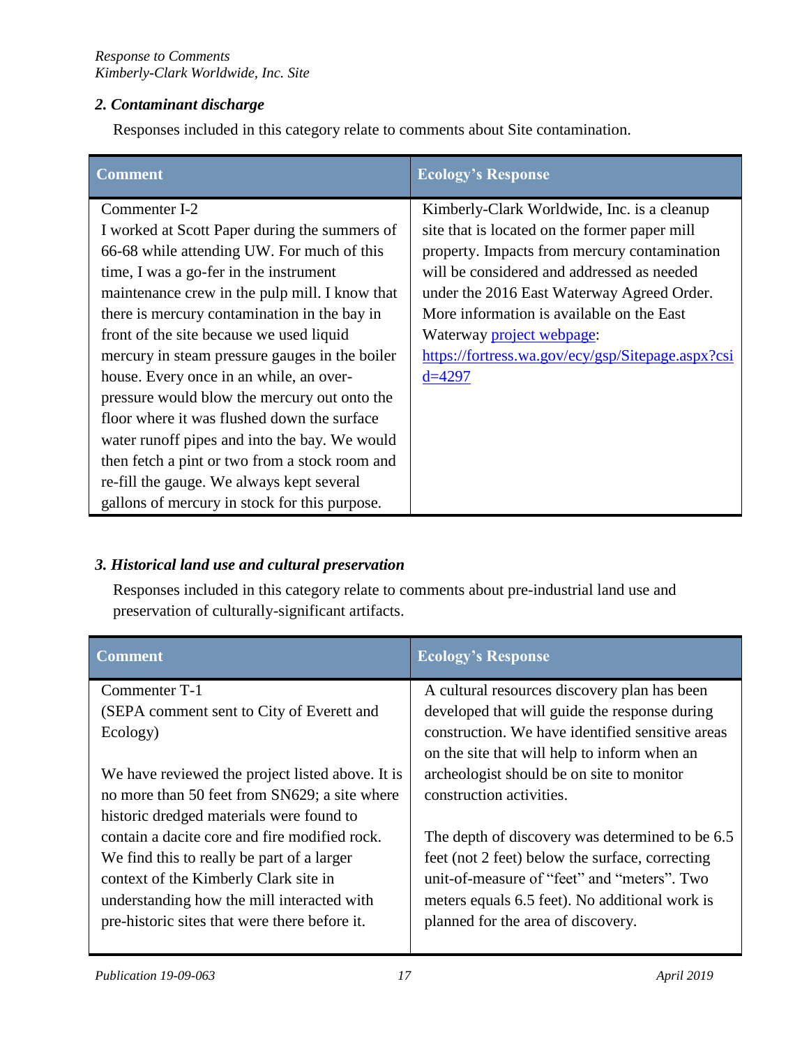### *2. Contaminant discharge*

Responses included in this category relate to comments about Site contamination.

| Comment | Ecology's Response |
|---|---|
| Commenter I-2<br>I worked at Scott Paper during the summers of 66-68 while attending UW. For much of this time, I was a go-fer in the instrument maintenance crew in the pulp mill. I know that there is mercury contamination in the bay in front of the site because we used liquid mercury in steam pressure gauges in the boiler house. Every once in an while, an over-pressure would blow the mercury out onto the floor where it was flushed down the surface water runoff pipes and into the bay. We would then fetch a pint or two from a stock room and re-fill the gauge. We always kept several gallons of mercury in stock for this purpose. | Kimberly-Clark Worldwide, Inc. is a cleanup site that is located on the former paper mill property. Impacts from mercury contamination will be considered and addressed as needed under the 2016 East Waterway Agreed Order. More information is available on the East Waterway [project webpage](https://fortress.wa.gov/ecy/gsp/Sitepage.aspx?csid=4297): https://fortress.wa.gov/ecy/gsp/Sitepage.aspx?csid=4297 |

### *3. Historical land use and cultural preservation*

Responses included in this category relate to comments about pre-industrial land use and preservation of culturally-significant artifacts.

| Comment | Ecology's Response |
|---|---|
| Commenter T-1<br>(SEPA comment sent to City of Everett and Ecology)<br><br>We have reviewed the project listed above. It is no more than 50 feet from SN629; a site where historic dredged materials were found to contain a dacite core and fire modified rock. We find this to really be part of a larger context of the Kimberly Clark site in understanding how the mill interacted with pre-historic sites that were there before it. | A cultural resources discovery plan has been developed that will guide the response during construction. We have identified sensitive areas on the site that will help to inform when an archeologist should be on site to monitor construction activities.<br><br>The depth of discovery was determined to be 6.5 feet (not 2 feet) below the surface, correcting unit-of-measure of "feet" and "meters". Two meters equals 6.5 feet). No additional work is planned for the area of discovery. |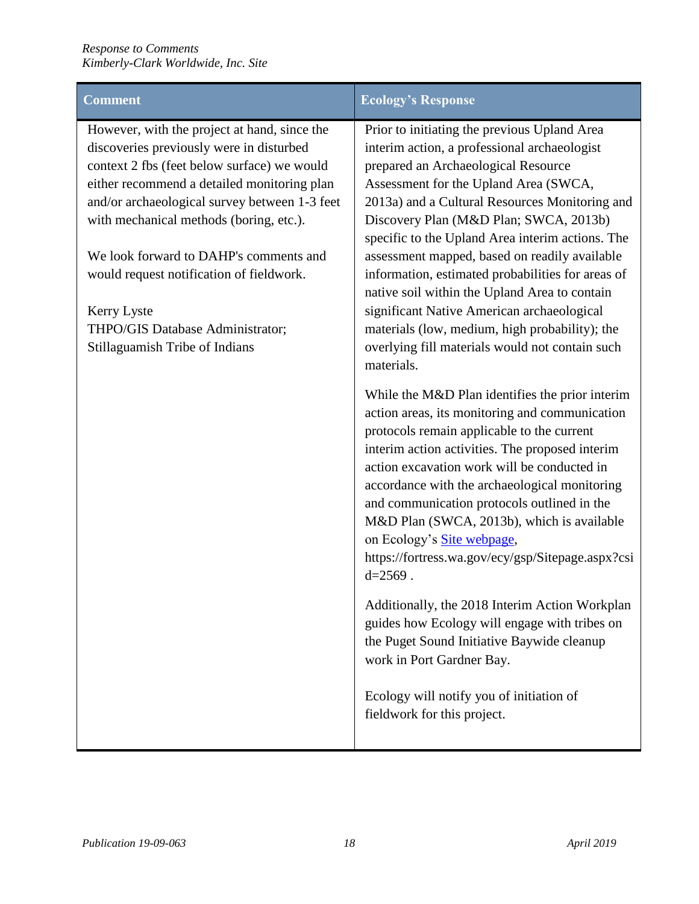| Comment | Ecology's Response |
|---|---|
| However, with the project at hand, since the discoveries previously were in disturbed context 2 fbs (feet below surface) we would either recommend a detailed monitoring plan and/or archaeological survey between 1-3 feet with mechanical methods (boring, etc.).<br><br>We look forward to DAHP's comments and would request notification of fieldwork.<br><br>Kerry Lyste<br>THPO/GIS Database Administrator; Stillaguamish Tribe of Indians | Prior to initiating the previous Upland Area interim action, a professional archaeologist prepared an Archaeological Resource Assessment for the Upland Area (SWCA, 2013a) and a Cultural Resources Monitoring and Discovery Plan (M&D Plan; SWCA, 2013b) specific to the Upland Area interim actions. The assessment mapped, based on readily available information, estimated probabilities for areas of native soil within the Upland Area to contain significant Native American archaeological materials (low, medium, high probability); the overlying fill materials would not contain such materials.<br><br>While the M&D Plan identifies the prior interim action areas, its monitoring and communication protocols remain applicable to the current interim action activities. The proposed interim action excavation work will be conducted in accordance with the archaeological monitoring and communication protocols outlined in the M&D Plan (SWCA, 2013b), which is available on Ecology's [Site webpage](https://fortress.wa.gov/ecy/gsp/Sitepage.aspx?csid=2569), https://fortress.wa.gov/ecy/gsp/Sitepage.aspx?csid=2569 .<br><br>Additionally, the 2018 Interim Action Workplan guides how Ecology will engage with tribes on the Puget Sound Initiative Baywide cleanup work in Port Gardner Bay.<br><br>Ecology will notify you of initiation of fieldwork for this project. |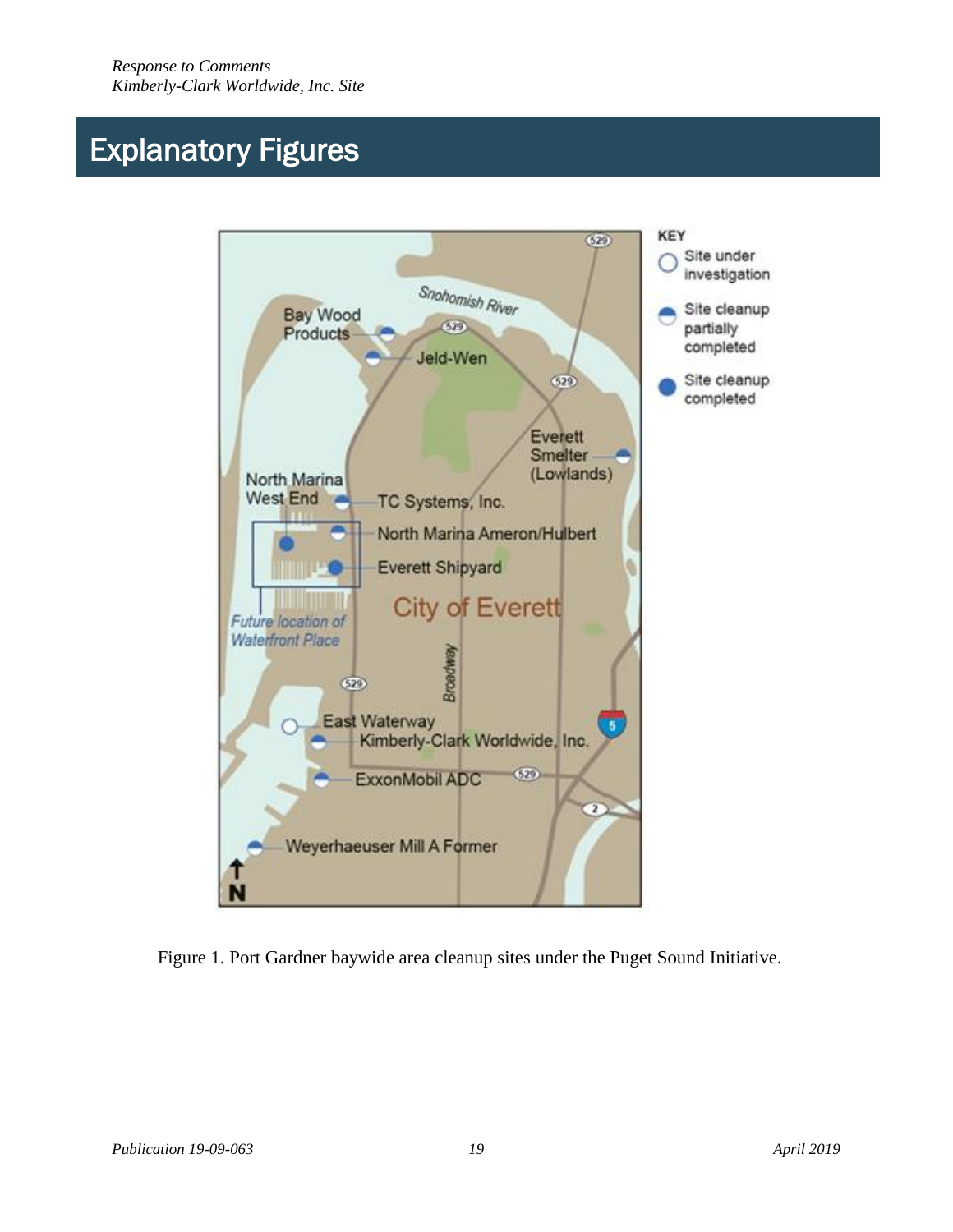# Explanatory Figures

KEY
Site under investigation
Site cleanup partially completed
Site cleanup completed

Snohomish River
529
Bay Wood Products
Jeld-Wen
Everett Smelter (Lowlands)
North Marina West End
TC Systems, Inc.
North Marina Ameron/Hulbert
Everett Shipyard
City of Everett
Future location of Waterfront Place
Broadway
East Waterway
Kimberly-Clark Worldwide, Inc.
5
ExxonMobil ADC
2
Weyerhaeuser Mill A Former
N

Figure 1. Port Gardner baywide area cleanup sites under the Puget Sound Initiative.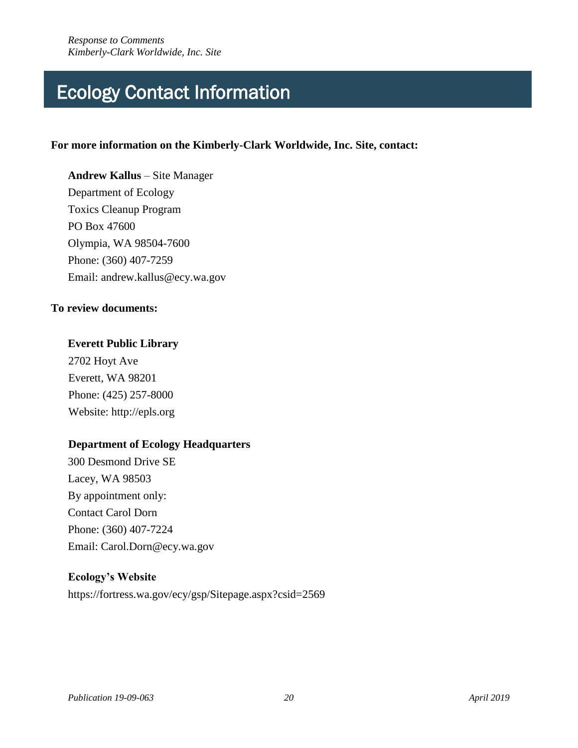# Ecology Contact Information

**For more information on the Kimberly-Clark Worldwide, Inc. Site, contact:**

**Andrew Kallus** – Site Manager
Department of Ecology
Toxics Cleanup Program
PO Box 47600
Olympia, WA 98504-7600
Phone: (360) 407-7259
Email: andrew.kallus@ecy.wa.gov

**To review documents:**

**Everett Public Library**
2702 Hoyt Ave
Everett, WA 98201
Phone: (425) 257-8000
Website: http://epls.org

**Department of Ecology Headquarters**
300 Desmond Drive SE
Lacey, WA 98503
By appointment only:
Contact Carol Dorn
Phone: (360) 407-7224
Email: Carol.Dorn@ecy.wa.gov

**Ecology's Website**
https://fortress.wa.gov/ecy/gsp/Sitepage.aspx?csid=2569